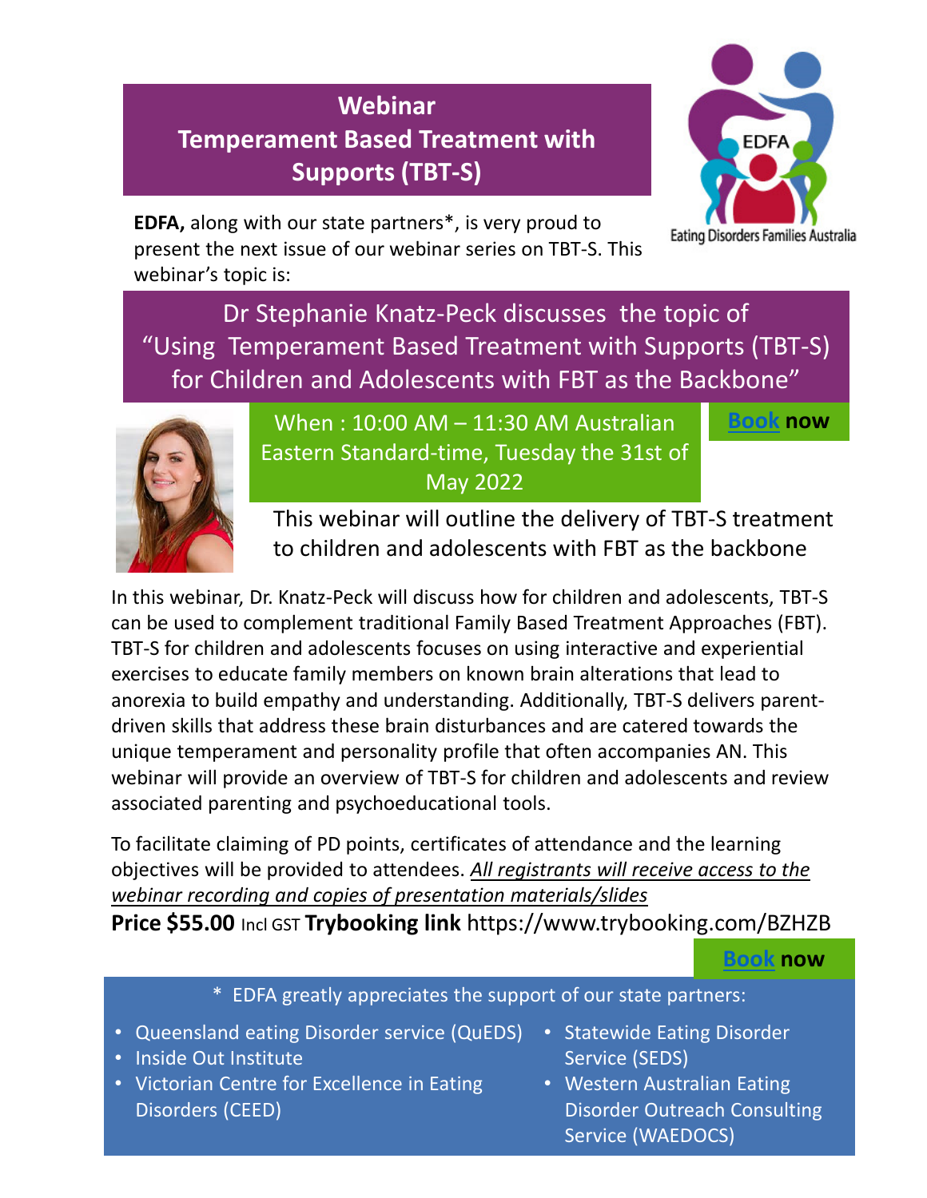# Webinar
# Temperament Based Treatment with Supports (TBT-S)

Eating Disorders Families Australia

**EDFA,** along with our state partners*, is very proud to present the next issue of our webinar series on TBT-S. This webinar's topic is:

## Dr Stephanie Knatz-Peck discusses the topic of "Using Temperament Based Treatment with Supports (TBT-S) for Children and Adolescents with FBT as the Backbone"

When : 10:00 AM – 11:30 AM Australian Eastern Standard-time, Tuesday the 31st of May 2022

**Book now**

This webinar will outline the delivery of TBT-S treatment to children and adolescents with FBT as the backbone

In this webinar, Dr. Knatz-Peck will discuss how for children and adolescents, TBT-S can be used to complement traditional Family Based Treatment Approaches (FBT). TBT-S for children and adolescents focuses on using interactive and experiential exercises to educate family members on known brain alterations that lead to anorexia to build empathy and understanding. Additionally, TBT-S delivers parent-driven skills that address these brain disturbances and are catered towards the unique temperament and personality profile that often accompanies AN. This webinar will provide an overview of TBT-S for children and adolescents and review associated parenting and psychoeducational tools.

To facilitate claiming of PD points, certificates of attendance and the learning objectives will be provided to attendees. *All registrants will receive access to the webinar recording and copies of presentation materials/slides*

**Price $55.00** Incl GST **Trybooking link** https://www.trybooking.com/BZHZB

**Book now**

* EDFA greatly appreciates the support of our state partners:

- Queensland eating Disorder service (QuEDS)
- Inside Out Institute
- Victorian Centre for Excellence in Eating Disorders (CEED)
- Statewide Eating Disorder Service (SEDS)
- Western Australian Eating Disorder Outreach Consulting Service (WAEDOCS)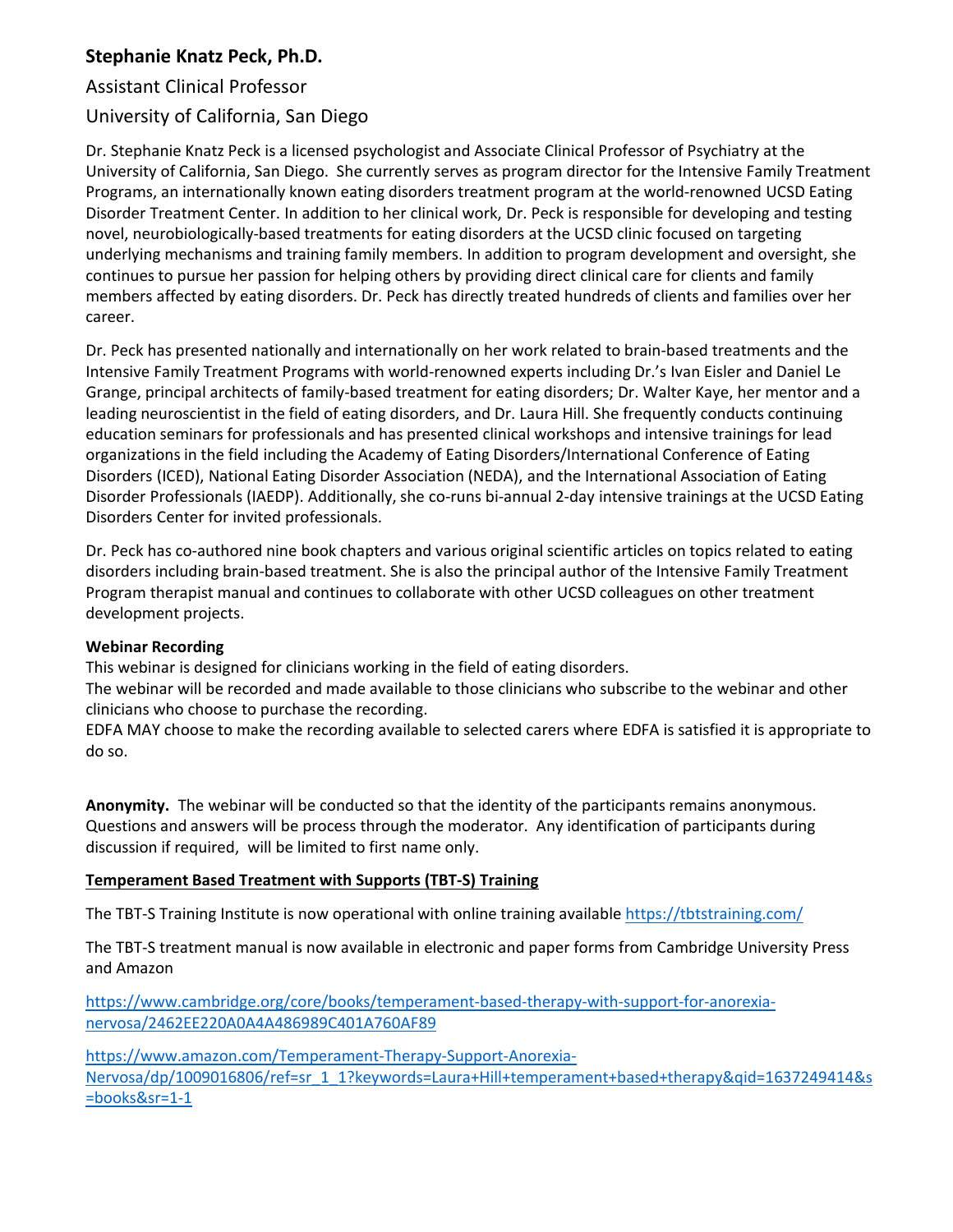**Stephanie Knatz Peck, Ph.D.**

Assistant Clinical Professor

University of California, San Diego

Dr. Stephanie Knatz Peck is a licensed psychologist and Associate Clinical Professor of Psychiatry at the University of California, San Diego. She currently serves as program director for the Intensive Family Treatment Programs, an internationally known eating disorders treatment program at the world-renowned UCSD Eating Disorder Treatment Center. In addition to her clinical work, Dr. Peck is responsible for developing and testing novel, neurobiologically-based treatments for eating disorders at the UCSD clinic focused on targeting underlying mechanisms and training family members. In addition to program development and oversight, she continues to pursue her passion for helping others by providing direct clinical care for clients and family members affected by eating disorders. Dr. Peck has directly treated hundreds of clients and families over her career.

Dr. Peck has presented nationally and internationally on her work related to brain-based treatments and the Intensive Family Treatment Programs with world-renowned experts including Dr.'s Ivan Eisler and Daniel Le Grange, principal architects of family-based treatment for eating disorders; Dr. Walter Kaye, her mentor and a leading neuroscientist in the field of eating disorders, and Dr. Laura Hill. She frequently conducts continuing education seminars for professionals and has presented clinical workshops and intensive trainings for lead organizations in the field including the Academy of Eating Disorders/International Conference of Eating Disorders (ICED), National Eating Disorder Association (NEDA), and the International Association of Eating Disorder Professionals (IAEDP). Additionally, she co-runs bi-annual 2-day intensive trainings at the UCSD Eating Disorders Center for invited professionals.

Dr. Peck has co-authored nine book chapters and various original scientific articles on topics related to eating disorders including brain-based treatment. She is also the principal author of the Intensive Family Treatment Program therapist manual and continues to collaborate with other UCSD colleagues on other treatment development projects.

**Webinar Recording**

This webinar is designed for clinicians working in the field of eating disorders.

The webinar will be recorded and made available to those clinicians who subscribe to the webinar and other clinicians who choose to purchase the recording.

EDFA MAY choose to make the recording available to selected carers where EDFA is satisfied it is appropriate to do so.

**Anonymity.** The webinar will be conducted so that the identity of the participants remains anonymous. Questions and answers will be process through the moderator. Any identification of participants during discussion if required, will be limited to first name only.

**Temperament Based Treatment with Supports (TBT-S) Training**

The TBT-S Training Institute is now operational with online training available https://tbtstraining.com/

The TBT-S treatment manual is now available in electronic and paper forms from Cambridge University Press and Amazon

https://www.cambridge.org/core/books/temperament-based-therapy-with-support-for-anorexia-nervosa/2462EE220A0A4A486989C401A760AF89

https://www.amazon.com/Temperament-Therapy-Support-Anorexia-Nervosa/dp/1009016806/ref=sr_1_1?keywords=Laura+Hill+temperament+based+therapy&qid=1637249414&s=books&sr=1-1